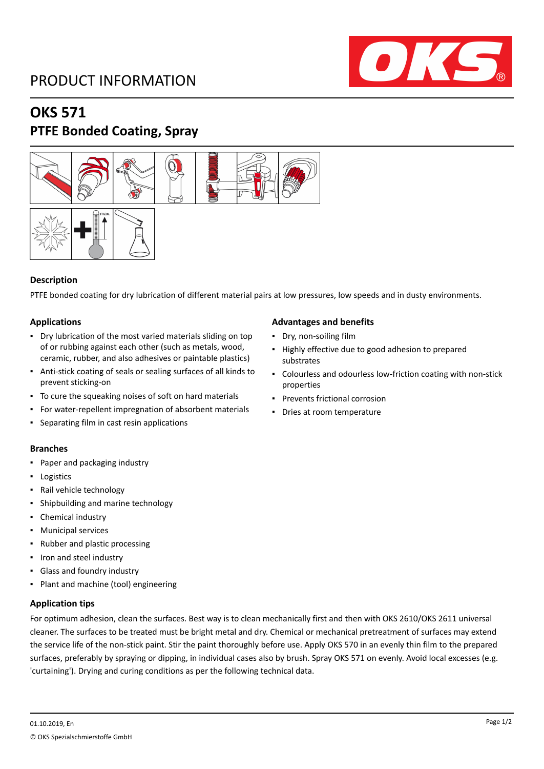PRODUCT INFORMATION

# OKS 571

## PTFE Bonded Coating, Spray

### Description

PTFE bonded coating for dry lubrication of different material pairs at low pressures, low speeds and in dusty environments.

### Applications

- Dry lubrication of the most varied materials sliding on top of or rubbing against each other (such as metals, wood, ceramic, rubber, and also adhesives or paintable plastics)
- Anti-stick coating of seals or sealing surfaces of all kinds to prevent sticking-on
- To cure the squeaking noises of soft on hard materials
- For water-repellent impregnation of absorbent materials
- Separating film in cast resin applications

### Advantages and benefits

- Dry, non-soiling film
- Highly effective due to good adhesion to prepared substrates
- Colourless and odourless low-friction coating with non-stick properties
- Prevents frictional corrosion
- Dries at room temperature

### Branches

- Paper and packaging industry
- Logistics
- Rail vehicle technology
- Shipbuilding and marine technology
- Chemical industry
- Municipal services
- Rubber and plastic processing
- Iron and steel industry
- Glass and foundry industry
- Plant and machine (tool) engineering

### Application tips

For optimum adhesion, clean the surfaces. Best way is to clean mechanically first and then with OKS 2610/OKS 2611 universal cleaner. The surfaces to be treated must be bright metal and dry. Chemical or mechanical pretreatment of surfaces may extend the service life of the non-stick paint. Stir the paint thoroughly before use. Apply OKS 570 in an evenly thin film to the prepared surfaces, preferably by spraying or dipping, in individual cases also by brush. Spray OKS 571 on evenly. Avoid local excesses (e.g. 'curtaining'). Drying and curing conditions as per the following technical data.

01.10.2019, En

© OKS Spezialschmierstoffe GmbH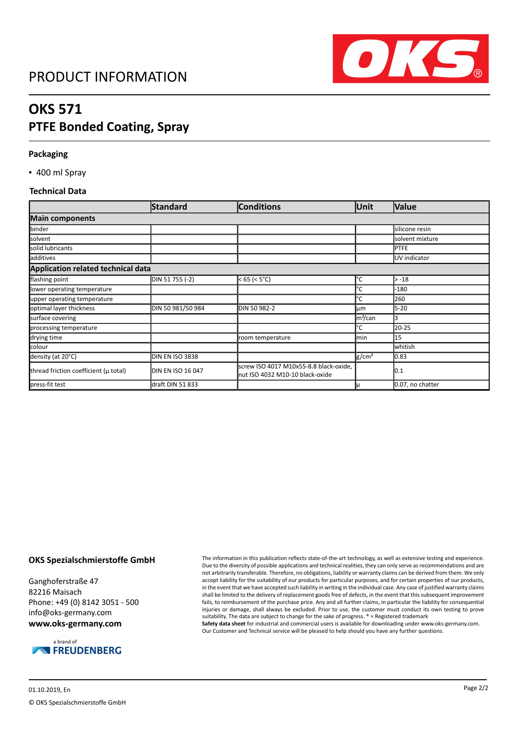# PRODUCT INFORMATION

## OKS 571
## PTFE Bonded Coating, Spray

### Packaging

- 400 ml Spray

### Technical Data

| | Standard | Conditions | Unit | Value |
|---|---|---|---|---|
| **Main components** | | | | |
| binder | | | | silicone resin |
| solvent | | | | solvent mixture |
| solid lubricants | | | | PTFE |
| additives | | | | UV indicator |
| **Application related technical data** | | | | |
| flashing point | DIN 51 755 (-2) | < 65 (< 5°C) | °C | > -18 |
| lower operating temperature | | | °C | -180 |
| upper operating temperature | | | °C | 260 |
| optimal layer thickness | DIN 50 981/50 984 | DIN 50 982-2 | µm | 5-20 |
| surface covering | | | m²/can | 3 |
| processing temperature | | | °C | 20-25 |
| drying time | | room temperature | min | 15 |
| colour | | | | whitish |
| density (at 20°C) | DIN EN ISO 3838 | | g/cm³ | 0.83 |
| thread friction coefficient (µ total) | DIN EN ISO 16 047 | screw ISO 4017 M10x55-8.8 black-oxide, nut ISO 4032 M10-10 black-oxide | | 0.1 |
| press-fit test | draft DIN 51 833 | | µ | 0.07, no chatter |

**OKS Spezialschmierstoffe GmbH**

Ganghoferstraße 47
82216 Maisach
Phone: +49 (0) 8142 3051 - 500
info@oks-germany.com
**www.oks-germany.com**

a brand of FREUDENBERG

The information in this publication reflects state-of-the-art technology, as well as extensive testing and experience. Due to the diversity of possible applications and technical realities, they can only serve as recommendations and are not arbitrarily transferable. Therefore, no obligations, liability or warranty claims can be derived from them. We only accept liability for the suitability of our products for particular purposes, and for certain properties of our products, in the event that we have accepted such liability in writing in the individual case. Any case of justified warranty claims shall be limited to the delivery of replacement goods free of defects, in the event that this subsequent improvement fails, to reimbursement of the purchase price. Any and all further claims, in particular the liability for consequential injuries or damage, shall always be excluded. Prior to use, the customer must conduct its own testing to prove suitability. The data are subject to change for the sake of progress. ® = Registered trademark
**Safety data sheet** for industrial and commercial users is available for downloading under www.oks-germany.com. Our Customer and Technical service will be pleased to help should you have any further questions.

01.10.2019, En

© OKS Spezialschmierstoffe GmbH